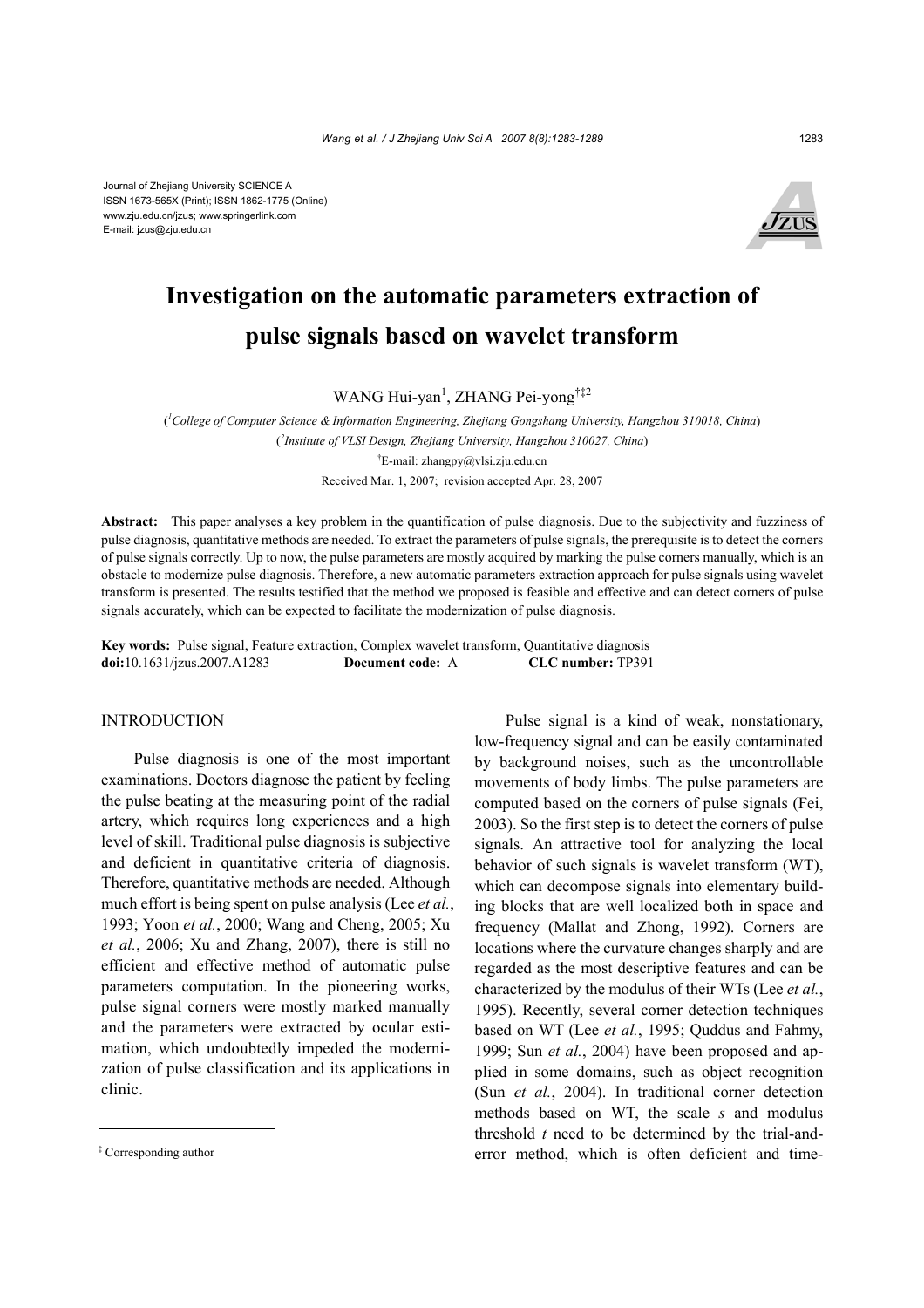Journal of Zhejiang University SCIENCE A
ISSN 1673-565X (Print); ISSN 1862-1775 (Online)
www.zju.edu.cn/jzus; www.springerlink.com
E-mail: jzus@zju.edu.cn

# Investigation on the automatic parameters extraction of pulse signals based on wavelet transform

WANG Hui-yan[1], ZHANG Pei-yong[†‡2]

([1]*College of Computer Science & Information Engineering, Zhejiang Gongshang University, Hangzhou 310018, China*)

([2]*Institute of VLSI Design, Zhejiang University, Hangzhou 310027, China*)

[†]E-mail: zhangpy@vlsi.zju.edu.cn

Received Mar. 1, 2007; revision accepted Apr. 28, 2007

**Abstract:** This paper analyses a key problem in the quantification of pulse diagnosis. Due to the subjectivity and fuzziness of pulse diagnosis, quantitative methods are needed. To extract the parameters of pulse signals, the prerequisite is to detect the corners of pulse signals correctly. Up to now, the pulse parameters are mostly acquired by marking the pulse corners manually, which is an obstacle to modernize pulse diagnosis. Therefore, a new automatic parameters extraction approach for pulse signals using wavelet transform is presented. The results testified that the method we proposed is feasible and effective and can detect corners of pulse signals accurately, which can be expected to facilitate the modernization of pulse diagnosis.

**Key words:** Pulse signal, Feature extraction, Complex wavelet transform, Quantitative diagnosis
**doi:**10.1631/jzus.2007.A1283 **Document code:** A **CLC number:** TP391

## INTRODUCTION

Pulse diagnosis is one of the most important examinations. Doctors diagnose the patient by feeling the pulse beating at the measuring point of the radial artery, which requires long experiences and a high level of skill. Traditional pulse diagnosis is subjective and deficient in quantitative criteria of diagnosis. Therefore, quantitative methods are needed. Although much effort is being spent on pulse analysis (Lee *et al.*, 1993; Yoon *et al.*, 2000; Wang and Cheng, 2005; Xu *et al.*, 2006; Xu and Zhang, 2007), there is still no efficient and effective method of automatic pulse parameters computation. In the pioneering works, pulse signal corners were mostly marked manually and the parameters were extracted by ocular estimation, which undoubtedly impeded the modernization of pulse classification and its applications in clinic.

Pulse signal is a kind of weak, nonstationary, low-frequency signal and can be easily contaminated by background noises, such as the uncontrollable movements of body limbs. The pulse parameters are computed based on the corners of pulse signals (Fei, 2003). So the first step is to detect the corners of pulse signals. An attractive tool for analyzing the local behavior of such signals is wavelet transform (WT), which can decompose signals into elementary building blocks that are well localized both in space and frequency (Mallat and Zhong, 1992). Corners are locations where the curvature changes sharply and are regarded as the most descriptive features and can be characterized by the modulus of their WTs (Lee *et al.*, 1995). Recently, several corner detection techniques based on WT (Lee *et al.*, 1995; Quddus and Fahmy, 1999; Sun *et al.*, 2004) have been proposed and applied in some domains, such as object recognition (Sun *et al.*, 2004). In traditional corner detection methods based on WT, the scale $s$ and modulus threshold $t$ need to be determined by the trial-and-error method, which is often deficient and time-

[‡] Corresponding author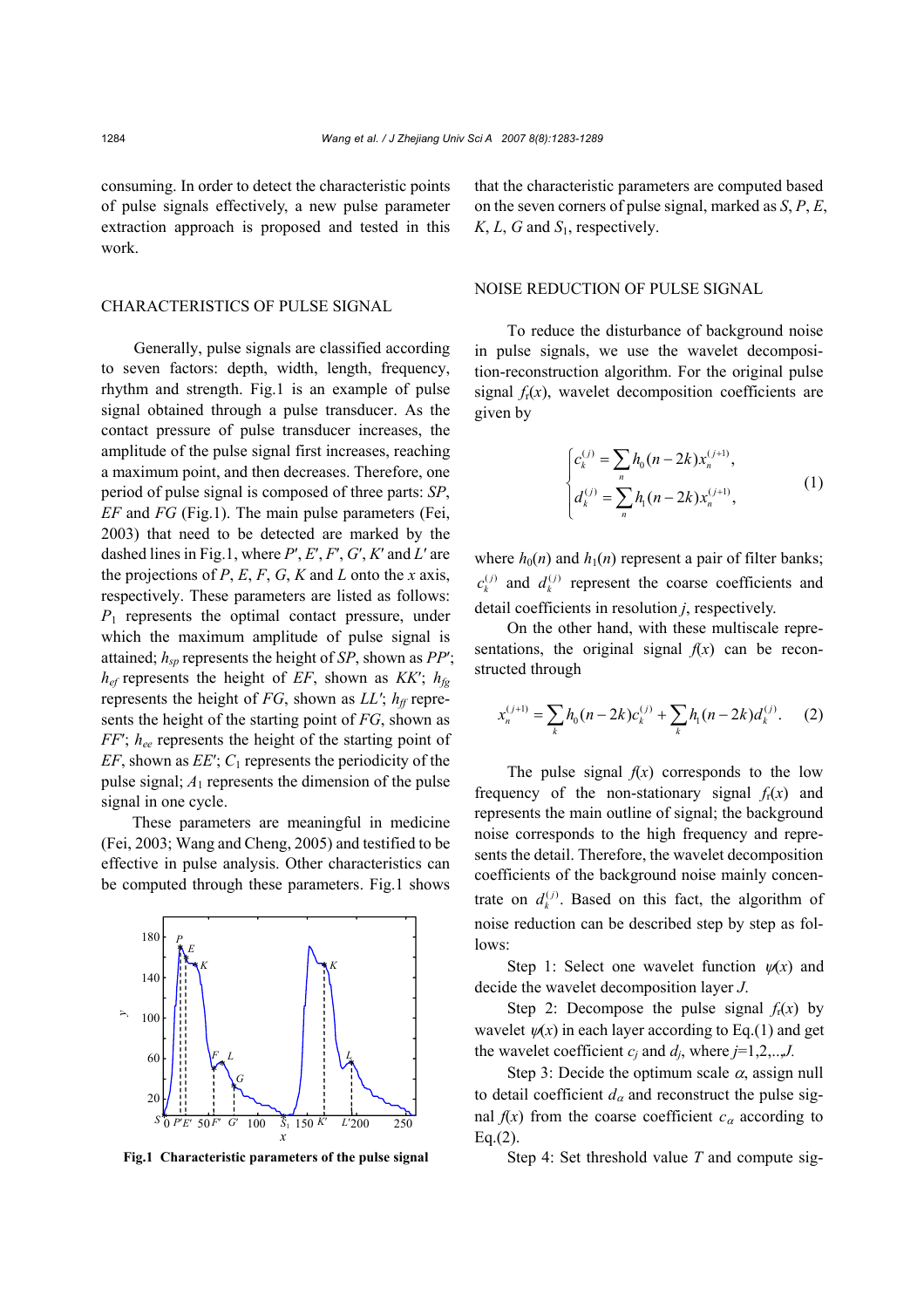consuming. In order to detect the characteristic points of pulse signals effectively, a new pulse parameter extraction approach is proposed and tested in this work.

## CHARACTERISTICS OF PULSE SIGNAL

Generally, pulse signals are classified according to seven factors: depth, width, length, frequency, rhythm and strength. Fig.1 is an example of pulse signal obtained through a pulse transducer. As the contact pressure of pulse transducer increases, the amplitude of the pulse signal first increases, reaching a maximum point, and then decreases. Therefore, one period of pulse signal is composed of three parts: *SP*, *EF* and *FG* (Fig.1). The main pulse parameters (Fei, 2003) that need to be detected are marked by the dashed lines in Fig.1, where $P'$, $E'$, $F'$, $G'$, $K'$ and $L'$ are the projections of *P*, *E*, *F*, *G*, *K* and *L* onto the *x* axis, respectively. These parameters are listed as follows: $P_1$ represents the optimal contact pressure, under which the maximum amplitude of pulse signal is attained; $h_{sp}$ represents the height of *SP*, shown as $PP'$; $h_{ef}$ represents the height of *EF*, shown as $KK'$; $h_{fg}$ represents the height of *FG*, shown as $LL'$; $h_{ff}$ represents the height of the starting point of *FG*, shown as $FF'$; $h_{ee}$ represents the height of the starting point of *EF*, shown as $EE'$; $C_1$ represents the periodicity of the pulse signal; $A_1$ represents the dimension of the pulse signal in one cycle.

These parameters are meaningful in medicine (Fei, 2003; Wang and Cheng, 2005) and testified to be effective in pulse analysis. Other characteristics can be computed through these parameters. Fig.1 shows that the characteristic parameters are computed based on the seven corners of pulse signal, marked as *S*, *P*, *E*, *K*, *L*, *G* and $S_1$, respectively.

180
140
100
60
20
y
S 0 P' E' 50 F' G' 100 S1 150 K' L' 200 250
x
P E K F L G K L

**Fig.1 Characteristic parameters of the pulse signal**

## NOISE REDUCTION OF PULSE SIGNAL

To reduce the disturbance of background noise in pulse signals, we use the wavelet decomposition-reconstruction algorithm. For the original pulse signal $f_r(x)$, wavelet decomposition coefficients are given by

$$\begin{cases} c_k^{(j)} = \sum_n h_0(n-2k)x_n^{(j+1)}, \\ d_k^{(j)} = \sum_n h_1(n-2k)x_n^{(j+1)}, \end{cases} \tag{1}$$

where $h_0(n)$ and $h_1(n)$ represent a pair of filter banks; $c_k^{(j)}$ and $d_k^{(j)}$ represent the coarse coefficients and detail coefficients in resolution *j*, respectively.

On the other hand, with these multiscale representations, the original signal $f(x)$ can be reconstructed through

$$x_n^{(j+1)} = \sum_k h_0(n-2k)c_k^{(j)} + \sum_k h_1(n-2k)d_k^{(j)}. \tag{2}$$

The pulse signal $f(x)$ corresponds to the low frequency of the non-stationary signal $f_r(x)$ and represents the main outline of signal; the background noise corresponds to the high frequency and represents the detail. Therefore, the wavelet decomposition coefficients of the background noise mainly concentrate on $d_k^{(j)}$. Based on this fact, the algorithm of noise reduction can be described step by step as follows:

Step 1: Select one wavelet function $\psi(x)$ and decide the wavelet decomposition layer *J*.

Step 2: Decompose the pulse signal $f_r(x)$ by wavelet $\psi(x)$ in each layer according to Eq.(1) and get the wavelet coefficient $c_j$ and $d_j$, where $j=1,2,\ldots,J$.

Step 3: Decide the optimum scale $\alpha$, assign null to detail coefficient $d_\alpha$ and reconstruct the pulse signal $f(x)$ from the coarse coefficient $c_\alpha$ according to Eq.(2).

Step 4: Set threshold value *T* and compute sig-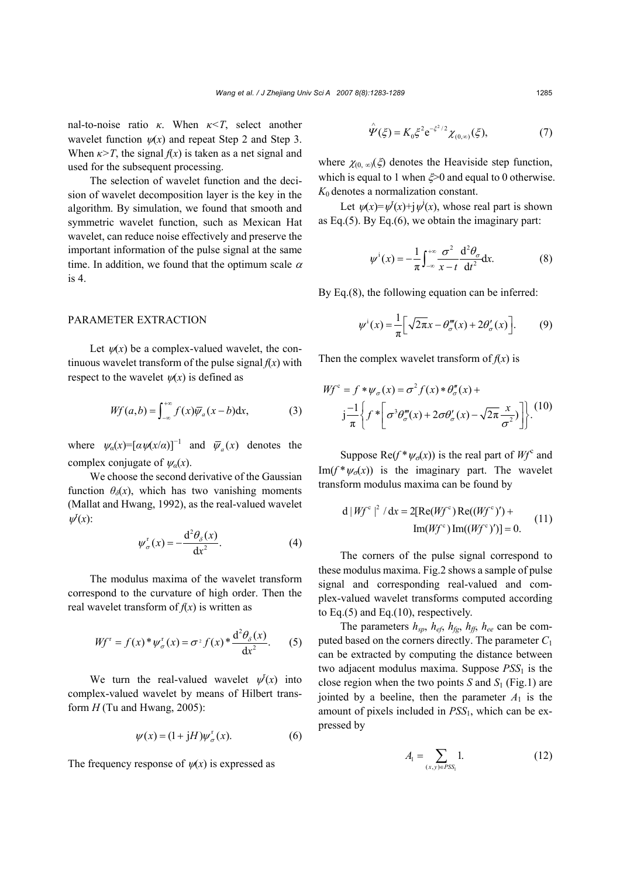nal-to-noise ratio $\kappa$. When $\kappa<T$, select another wavelet function $\psi(x)$ and repeat Step 2 and Step 3. When $\kappa>T$, the signal $f(x)$ is taken as a net signal and used for the subsequent processing.

The selection of wavelet function and the decision of wavelet decomposition layer is the key in the algorithm. By simulation, we found that smooth and symmetric wavelet function, such as Mexican Hat wavelet, can reduce noise effectively and preserve the important information of the pulse signal at the same time. In addition, we found that the optimum scale $\alpha$ is 4.

## PARAMETER EXTRACTION

Let $\psi(x)$ be a complex-valued wavelet, the continuous wavelet transform of the pulse signal $f(x)$ with respect to the wavelet $\psi(x)$ is defined as

$$Wf(a,b)=\int_{-\infty}^{+\infty} f(x)\bar{\psi}_a(x-b)\mathrm{d}x, \tag{3}$$

where $\psi_\alpha(x)=[\alpha\psi(x/\alpha)]^{-1}$ and $\bar{\psi}_a(x)$ denotes the complex conjugate of $\psi_a(x)$.

We choose the second derivative of the Gaussian function $\theta_\delta(x)$, which has two vanishing moments (Mallat and Hwang, 1992), as the real-valued wavelet $\psi^{\mathrm{r}}(x)$:

$$\psi_\sigma^{\mathrm{r}}(x)=-\frac{\mathrm{d}^2\theta_\delta(x)}{\mathrm{d}x^2}. \tag{4}$$

The modulus maxima of the wavelet transform correspond to the curvature of high order. Then the real wavelet transform of $f(x)$ is written as

$$Wf^{\mathrm{r}}=f(x)*\psi_\sigma^{\mathrm{r}}(x)=\sigma^2 f(x)*\frac{\mathrm{d}^2\theta_\delta(x)}{\mathrm{d}x^2}. \tag{5}$$

We turn the real-valued wavelet $\psi^{\mathrm{r}}(x)$ into complex-valued wavelet by means of Hilbert transform $H$ (Tu and Hwang, 2005):

$$\psi(x)=(1+\mathrm{j}H)\psi_\sigma^{\mathrm{r}}(x). \tag{6}$$

The frequency response of $\psi(x)$ is expressed as

$$\hat{\Psi}(\xi)=K_0\xi^2\mathrm{e}^{-\xi^2/2}\chi_{(0,\infty)}(\xi), \tag{7}$$

where $\chi_{(0,\infty)}(\xi)$ denotes the Heaviside step function, which is equal to 1 when $\xi>0$ and equal to 0 otherwise. $K_0$ denotes a normalization constant.

Let $\psi(x)=\psi^{\mathrm{r}}(x)+\mathrm{j}\psi^{\mathrm{i}}(x)$, whose real part is shown as Eq.(5). By Eq.(6), we obtain the imaginary part:

$$\psi^{\mathrm{i}}(x)=-\frac{1}{\pi}\int_{-\infty}^{+\infty}\frac{\sigma^2}{x-t}\frac{\mathrm{d}^2\theta_\sigma}{\mathrm{d}t^2}\mathrm{d}x. \tag{8}$$

By Eq.(8), the following equation can be inferred:

$$\psi^{\mathrm{i}}(x)=\frac{1}{\pi}\left[\sqrt{2\pi}x-\theta_\sigma'''(x)+2\theta_\sigma'(x)\right]. \tag{9}$$

Then the complex wavelet transform of $f(x)$ is

$$Wf^{\mathrm{c}}=f*\psi_\sigma(x)=\sigma^2 f(x)*\theta_\sigma''(x)+\mathrm{j}\frac{-1}{\pi}\left\{f*\left[\sigma^3\theta_\sigma'''(x)+2\sigma\theta_\sigma'(x)-\sqrt{2\pi}\frac{x}{\sigma^2})\right]\right\}. \tag{10}$$

Suppose $\mathrm{Re}(f*\psi_\sigma(x))$ is the real part of $Wf^{\mathrm{c}}$ and $\mathrm{Im}(f*\psi_\sigma(x))$ is the imaginary part. The wavelet transform modulus maxima can be found by

$$\mathrm{d}\,|Wf^{\mathrm{c}}|^2/\mathrm{d}x=2[\mathrm{Re}(Wf^{\mathrm{c}})\mathrm{Re}((Wf^{\mathrm{c}})')+\mathrm{Im}(Wf^{\mathrm{c}})\mathrm{Im}((Wf^{\mathrm{c}})')]=0. \tag{11}$$

The corners of the pulse signal correspond to these modulus maxima. Fig.2 shows a sample of pulse signal and corresponding real-valued and complex-valued wavelet transforms computed according to Eq.(5) and Eq.(10), respectively.

The parameters $h_{sp}$, $h_{ef}$, $h_{fg}$, $h_{ff}$, $h_{ee}$ can be computed based on the corners directly. The parameter $C_1$ can be extracted by computing the distance between two adjacent modulus maxima. Suppose $PSS_1$ is the close region when the two points $S$ and $S_1$ (Fig.1) are jointed by a beeline, then the parameter $A_1$ is the amount of pixels included in $PSS_1$, which can be expressed by

$$A_1=\sum_{(x,y)\in PSS_1}1. \tag{12}$$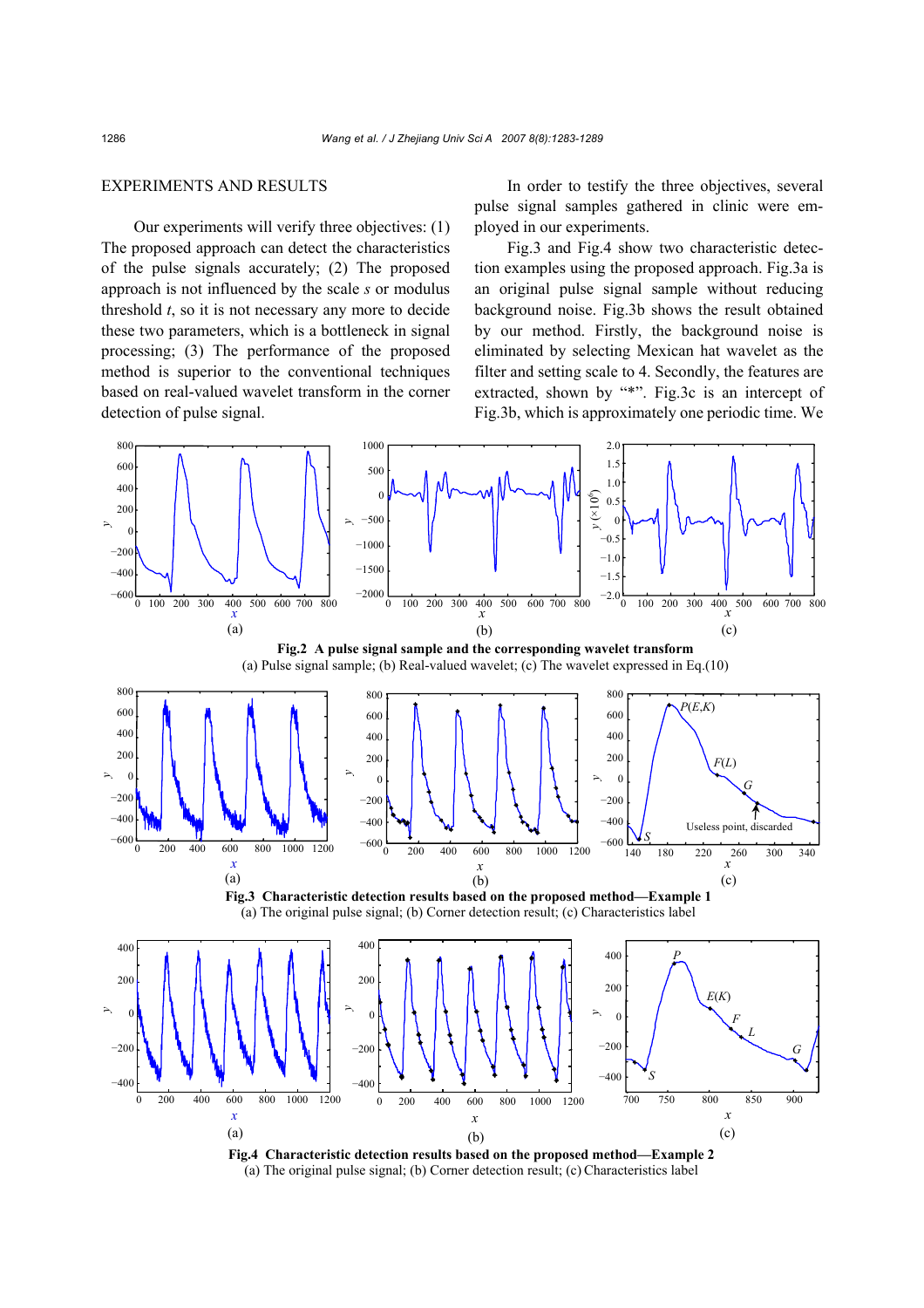## EXPERIMENTS AND RESULTS

Our experiments will verify three objectives: (1) The proposed approach can detect the characteristics of the pulse signals accurately; (2) The proposed approach is not influenced by the scale $s$ or modulus threshold $t$, so it is not necessary any more to decide these two parameters, which is a bottleneck in signal processing; (3) The performance of the proposed method is superior to the conventional techniques based on real-valued wavelet transform in the corner detection of pulse signal.

In order to testify the three objectives, several pulse signal samples gathered in clinic were employed in our experiments.

Fig.3 and Fig.4 show two characteristic detection examples using the proposed approach. Fig.3a is an original pulse signal sample without reducing background noise. Fig.3b shows the result obtained by our method. Firstly, the background noise is eliminated by selecting Mexican hat wavelet as the filter and setting scale to 4. Secondly, the features are extracted, shown by "*". Fig.3c is an intercept of Fig.3b, which is approximately one periodic time. We

800
600
400
200
0
−200
−400
−600
y
0 100 200 300 400 500 600 700 800
x
(a)

1000
500
0
−500
−1000
−1500
−2000
y
0 100 200 300 400 500 600 700 800
x
(b)

2.0
1.5
1.0
0.5
0
−0.5
−1.0
−1.5
−2.0
y (×10^6)
0 100 200 300 400 500 600 700 800
x
(c)

**Fig.2 A pulse signal sample and the corresponding wavelet transform**
(a) Pulse signal sample; (b) Real-valued wavelet; (c) The wavelet expressed in Eq.(10)

800
600
400
200
0
−200
−400
−600
y
0 200 400 600 800 1000 1200
x
(a)

800
600
400
200
0
−200
−400
−600
y
0 200 400 600 800 1000 1200
x
(b)

800
600
400
200
0
−200
−400
−600
y
140 180 220 260 300 340
x
P(E,K)
F(L)
G
S
Useless point, discarded
(c)

**Fig.3 Characteristic detection results based on the proposed method—Example 1**
(a) The original pulse signal; (b) Corner detection result; (c) Characteristics label

400
200
0
−200
−400
y
0 200 400 600 800 1000 1200
x
(a)

400
200
0
−200
−400
y
0 200 400 600 800 1000 1200
x
(b)

400
200
0
−200
−400
y
700 750 800 850 900
x
P
E(K)
F
L
G
S
(c)

**Fig.4 Characteristic detection results based on the proposed method—Example 2**
(a) The original pulse signal; (b) Corner detection result; (c) Characteristics label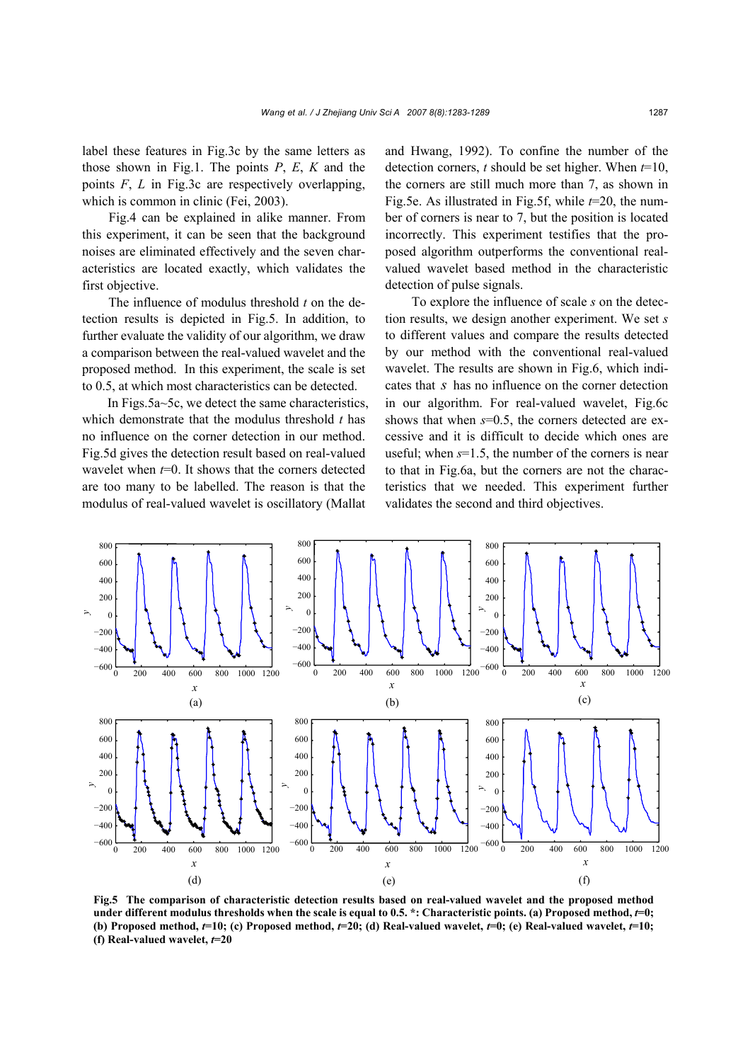label these features in Fig.3c by the same letters as those shown in Fig.1. The points $P$, $E$, $K$ and the points $F$, $L$ in Fig.3c are respectively overlapping, which is common in clinic (Fei, 2003).

Fig.4 can be explained in alike manner. From this experiment, it can be seen that the background noises are eliminated effectively and the seven characteristics are located exactly, which validates the first objective.

The influence of modulus threshold $t$ on the detection results is depicted in Fig.5. In addition, to further evaluate the validity of our algorithm, we draw a comparison between the real-valued wavelet and the proposed method. In this experiment, the scale is set to 0.5, at which most characteristics can be detected.

In Figs.5a~5c, we detect the same characteristics, which demonstrate that the modulus threshold $t$ has no influence on the corner detection in our method. Fig.5d gives the detection result based on real-valued wavelet when $t$=0. It shows that the corners detected are too many to be labelled. The reason is that the modulus of real-valued wavelet is oscillatory (Mallat and Hwang, 1992). To confine the number of the detection corners, $t$ should be set higher. When $t$=10, the corners are still much more than 7, as shown in Fig.5e. As illustrated in Fig.5f, while $t$=20, the number of corners is near to 7, but the position is located incorrectly. This experiment testifies that the proposed algorithm outperforms the conventional real-valued wavelet based method in the characteristic detection of pulse signals.

To explore the influence of scale $s$ on the detection results, we design another experiment. We set $s$ to different values and compare the results detected by our method with the conventional real-valued wavelet. The results are shown in Fig.6, which indicates that $s$ has no influence on the corner detection in our algorithm. For real-valued wavelet, Fig.6c shows that when $s$=0.5, the corners detected are excessive and it is difficult to decide which ones are useful; when $s$=1.5, the number of the corners is near to that in Fig.6a, but the corners are not the characteristics that we needed. This experiment further validates the second and third objectives.

800
600
400
200
0
−200
−400
−600
y
0 200 400 600 800 1000 1200
x
(a)

(b)

(c)

(d)

(e)

(f)

**Fig.5 The comparison of characteristic detection results based on real-valued wavelet and the proposed method under different modulus thresholds when the scale is equal to 0.5. *: Characteristic points. (a) Proposed method, $t$=0; (b) Proposed method, $t$=10; (c) Proposed method, $t$=20; (d) Real-valued wavelet, $t$=0; (e) Real-valued wavelet, $t$=10; (f) Real-valued wavelet, $t$=20**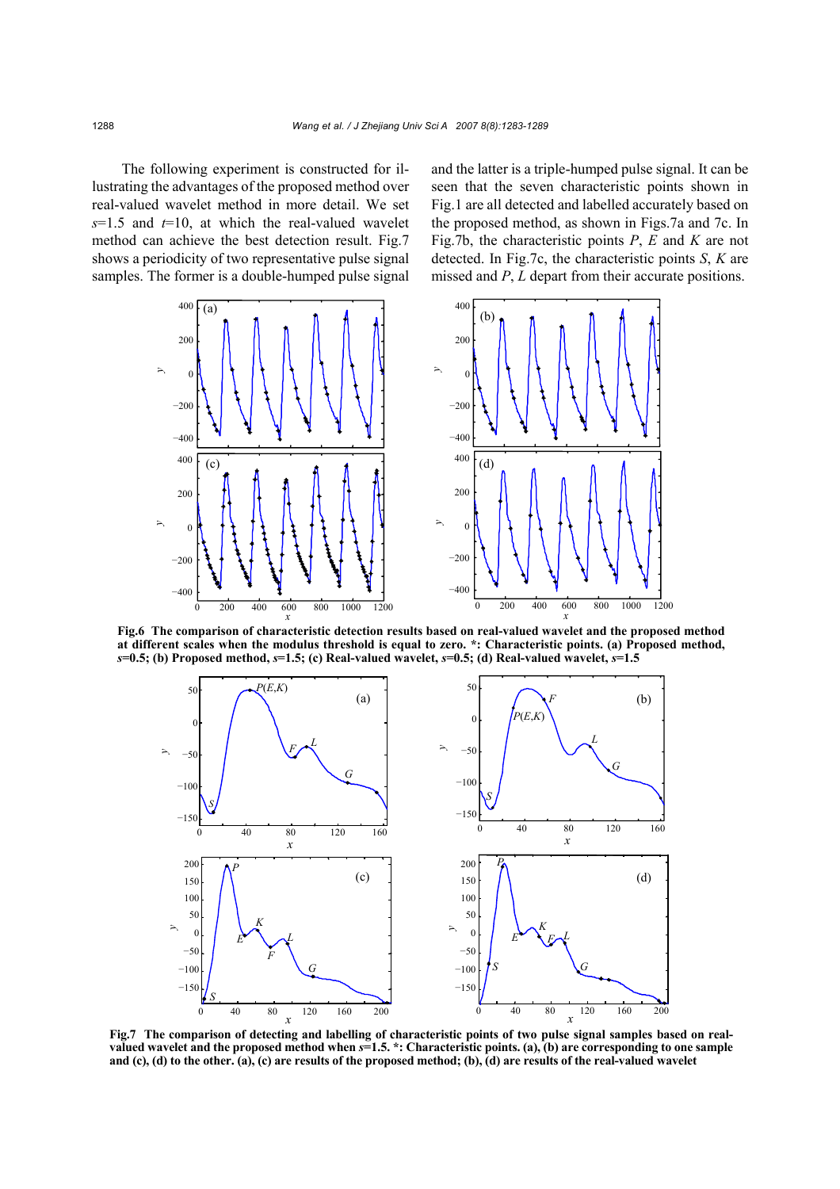The following experiment is constructed for illustrating the advantages of the proposed method over real-valued wavelet method in more detail. We set $s$=1.5 and $t$=10, at which the real-valued wavelet method can achieve the best detection result. Fig.7 shows a periodicity of two representative pulse signal samples. The former is a double-humped pulse signal and the latter is a triple-humped pulse signal. It can be seen that the seven characteristic points shown in Fig.1 are all detected and labelled accurately based on the proposed method, as shown in Figs.7a and 7c. In Fig.7b, the characteristic points $P$, $E$ and $K$ are not detected. In Fig.7c, the characteristic points $S$, $K$ are missed and $P$, $L$ depart from their accurate positions.

(a)
(b)
(c)
(d)
y
x
400
200
0
−200
−400
0 200 400 600 800 1000 1200

**Fig.6 The comparison of characteristic detection results based on real-valued wavelet and the proposed method at different scales when the modulus threshold is equal to zero. \*: Characteristic points. (a) Proposed method, $s$=0.5; (b) Proposed method, $s$=1.5; (c) Real-valued wavelet, $s$=0.5; (d) Real-valued wavelet, $s$=1.5**

(a) P(E,K) F L G S
(b) F P(E,K) L G S
(c) P K E L F G S
(d) P K E F L S G
y
x
50
0
−50
−100
−150
0 40 80 120 160
200
150
100
50
0
−50
−100
−150
0 40 80 120 160 200

**Fig.7 The comparison of detecting and labelling of characteristic points of two pulse signal samples based on real-valued wavelet and the proposed method when $s$=1.5. \*: Characteristic points. (a), (b) are corresponding to one sample and (c), (d) to the other. (a), (c) are results of the proposed method; (b), (d) are results of the real-valued wavelet**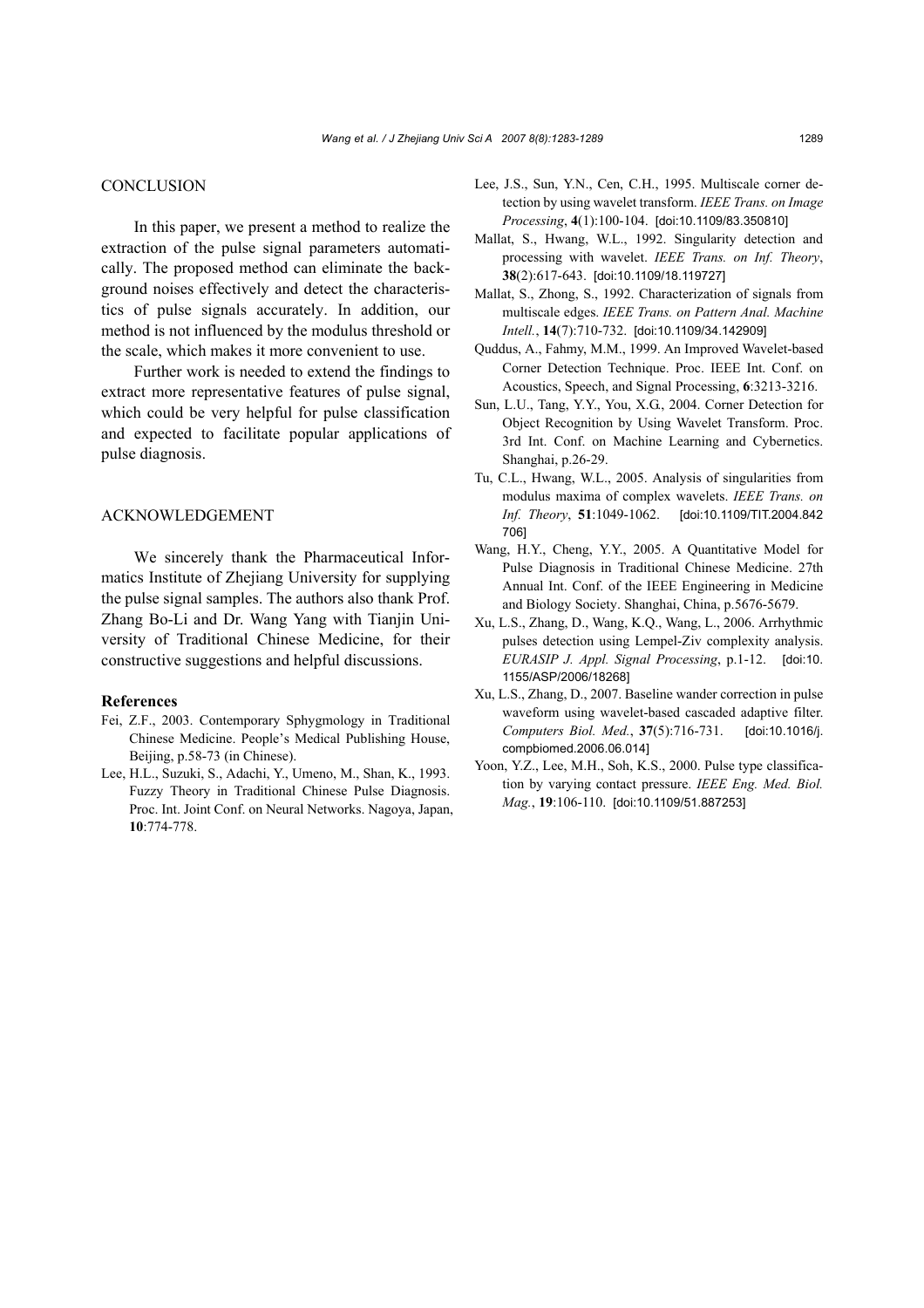## CONCLUSION

In this paper, we present a method to realize the extraction of the pulse signal parameters automatically. The proposed method can eliminate the background noises effectively and detect the characteristics of pulse signals accurately. In addition, our method is not influenced by the modulus threshold or the scale, which makes it more convenient to use.

Further work is needed to extend the findings to extract more representative features of pulse signal, which could be very helpful for pulse classification and expected to facilitate popular applications of pulse diagnosis.

## ACKNOWLEDGEMENT

We sincerely thank the Pharmaceutical Informatics Institute of Zhejiang University for supplying the pulse signal samples. The authors also thank Prof. Zhang Bo-Li and Dr. Wang Yang with Tianjin University of Traditional Chinese Medicine, for their constructive suggestions and helpful discussions.

### References

Fei, Z.F., 2003. Contemporary Sphygmology in Traditional Chinese Medicine. People's Medical Publishing House, Beijing, p.58-73 (in Chinese).

Lee, H.L., Suzuki, S., Adachi, Y., Umeno, M., Shan, K., 1993. Fuzzy Theory in Traditional Chinese Pulse Diagnosis. Proc. Int. Joint Conf. on Neural Networks. Nagoya, Japan, **10**:774-778.

Lee, J.S., Sun, Y.N., Cen, C.H., 1995. Multiscale corner detection by using wavelet transform. *IEEE Trans. on Image Processing*, **4**(1):100-104. [doi:10.1109/83.350810]

Mallat, S., Hwang, W.L., 1992. Singularity detection and processing with wavelet. *IEEE Trans. on Inf. Theory*, **38**(2):617-643. [doi:10.1109/18.119727]

Mallat, S., Zhong, S., 1992. Characterization of signals from multiscale edges. *IEEE Trans. on Pattern Anal. Machine Intell.*, **14**(7):710-732. [doi:10.1109/34.142909]

Quddus, A., Fahmy, M.M., 1999. An Improved Wavelet-based Corner Detection Technique. Proc. IEEE Int. Conf. on Acoustics, Speech, and Signal Processing, **6**:3213-3216.

Sun, L.U., Tang, Y.Y., You, X.G., 2004. Corner Detection for Object Recognition by Using Wavelet Transform. Proc. 3rd Int. Conf. on Machine Learning and Cybernetics. Shanghai, p.26-29.

Tu, C.L., Hwang, W.L., 2005. Analysis of singularities from modulus maxima of complex wavelets. *IEEE Trans. on Inf. Theory*, **51**:1049-1062. [doi:10.1109/TIT.2004.842706]

Wang, H.Y., Cheng, Y.Y., 2005. A Quantitative Model for Pulse Diagnosis in Traditional Chinese Medicine. 27th Annual Int. Conf. of the IEEE Engineering in Medicine and Biology Society. Shanghai, China, p.5676-5679.

Xu, L.S., Zhang, D., Wang, K.Q., Wang, L., 2006. Arrhythmic pulses detection using Lempel-Ziv complexity analysis. *EURASIP J. Appl. Signal Processing*, p.1-12. [doi:10.1155/ASP/2006/18268]

Xu, L.S., Zhang, D., 2007. Baseline wander correction in pulse waveform using wavelet-based cascaded adaptive filter. *Computers Biol. Med.*, **37**(5):716-731. [doi:10.1016/j.compbiomed.2006.06.014]

Yoon, Y.Z., Lee, M.H., Soh, K.S., 2000. Pulse type classification by varying contact pressure. *IEEE Eng. Med. Biol. Mag.*, **19**:106-110. [doi:10.1109/51.887253]